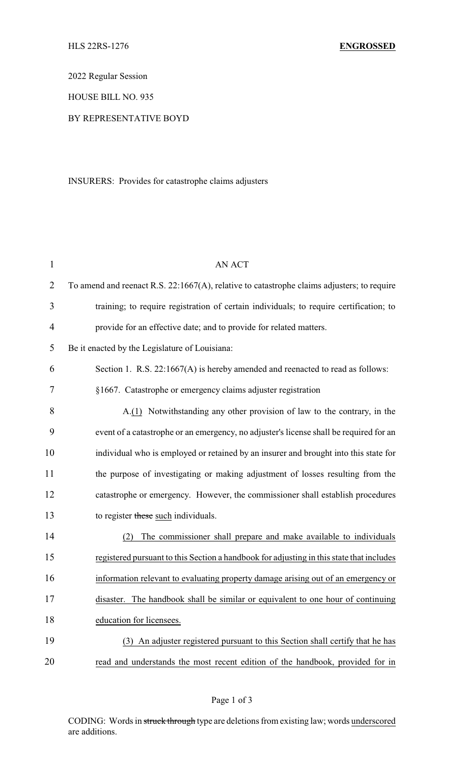HLS 22RS-1276 **ENGROSSED**

2022 Regular Session

HOUSE BILL NO. 935

BY REPRESENTATIVE BOYD

INSURERS: Provides for catastrophe claims adjusters

AN ACT

To amend and reenact R.S. 22:1667(A), relative to catastrophe claims adjusters; to require training; to require registration of certain individuals; to require certification; to provide for an effective date; and to provide for related matters.

Be it enacted by the Legislature of Louisiana:

Section 1. R.S. 22:1667(A) is hereby amended and reenacted to read as follows:

§1667. Catastrophe or emergency claims adjuster registration

A.<u>(1)</u> Notwithstanding any other provision of law to the contrary, in the event of a catastrophe or an emergency, no adjuster's license shall be required for an individual who is employed or retained by an insurer and brought into this state for the purpose of investigating or making adjustment of losses resulting from the catastrophe or emergency. However, the commissioner shall establish procedures to register ~~these~~ <u>such</u> individuals.

<u>(2) The commissioner shall prepare and make available to individuals registered pursuant to this Section a handbook for adjusting in this state that includes information relevant to evaluating property damage arising out of an emergency or disaster. The handbook shall be similar or equivalent to one hour of continuing education for licensees.</u>

<u>(3) An adjuster registered pursuant to this Section shall certify that he has read and understands the most recent edition of the handbook, provided for in</u>

CODING: Words in ~~struck through~~ type are deletions from existing law; words <u>underscored</u> are additions.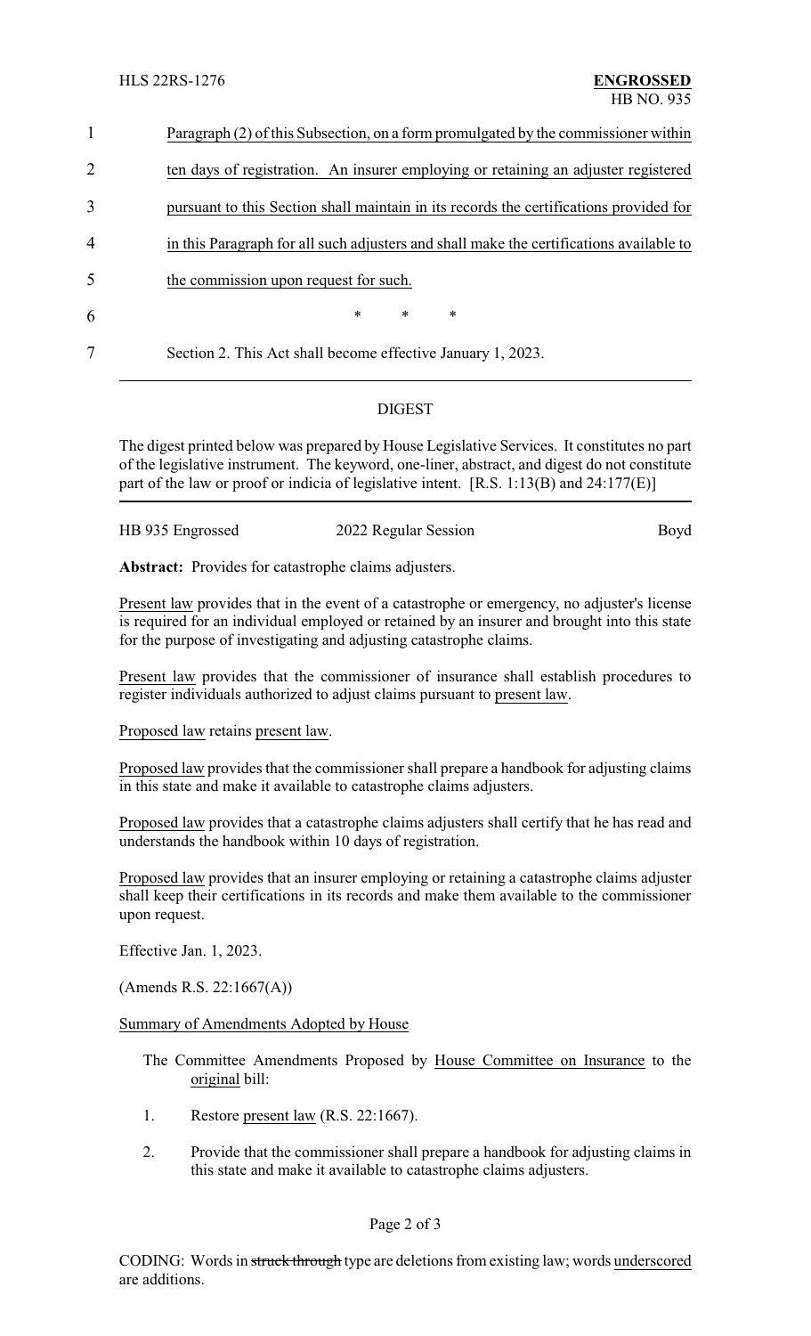1 Paragraph (2) of this Subsection, on a form promulgated by the commissioner within
2 ten days of registration. An insurer employing or retaining an adjuster registered
3 pursuant to this Section shall maintain in its records the certifications provided for
4 in this Paragraph for all such adjusters and shall make the certifications available to
5 the commission upon request for such.

6 * * *

7 Section 2. This Act shall become effective January 1, 2023.

---

## DIGEST

The digest printed below was prepared by House Legislative Services. It constitutes no part of the legislative instrument. The keyword, one-liner, abstract, and digest do not constitute part of the law or proof or indicia of legislative intent. [R.S. 1:13(B) and 24:177(E)]

HB 935 Engrossed | 2022 Regular Session | Boyd

**Abstract:** Provides for catastrophe claims adjusters.

Present law provides that in the event of a catastrophe or emergency, no adjuster's license is required for an individual employed or retained by an insurer and brought into this state for the purpose of investigating and adjusting catastrophe claims.

Present law provides that the commissioner of insurance shall establish procedures to register individuals authorized to adjust claims pursuant to present law.

Proposed law retains present law.

Proposed law provides that the commissioner shall prepare a handbook for adjusting claims in this state and make it available to catastrophe claims adjusters.

Proposed law provides that a catastrophe claims adjusters shall certify that he has read and understands the handbook within 10 days of registration.

Proposed law provides that an insurer employing or retaining a catastrophe claims adjuster shall keep their certifications in its records and make them available to the commissioner upon request.

Effective Jan. 1, 2023.

(Amends R.S. 22:1667(A))

Summary of Amendments Adopted by House

The Committee Amendments Proposed by House Committee on Insurance to the original bill:

1. Restore present law (R.S. 22:1667).
2. Provide that the commissioner shall prepare a handbook for adjusting claims in this state and make it available to catastrophe claims adjusters.

CODING: Words in ~~struck through~~ type are deletions from existing law; words underscored are additions.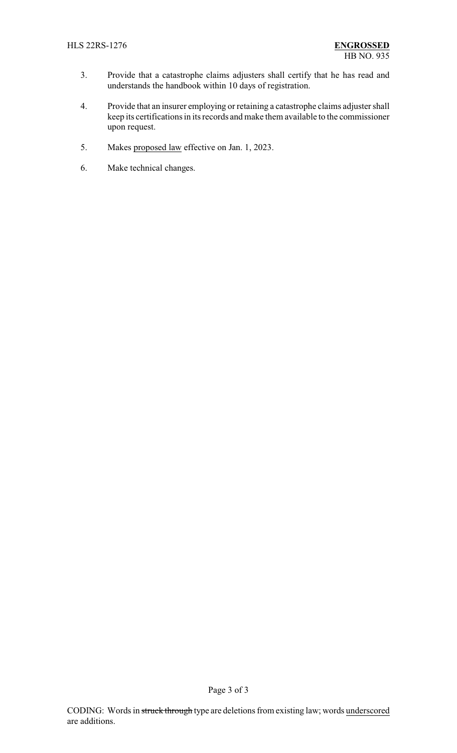3. Provide that a catastrophe claims adjusters shall certify that he has read and understands the handbook within 10 days of registration.

4. Provide that an insurer employing or retaining a catastrophe claims adjuster shall keep its certifications in its records and make them available to the commissioner upon request.

5. Makes proposed law effective on Jan. 1, 2023.

6. Make technical changes.

CODING: Words in ~~struck through~~ type are deletions from existing law; words underscored are additions.